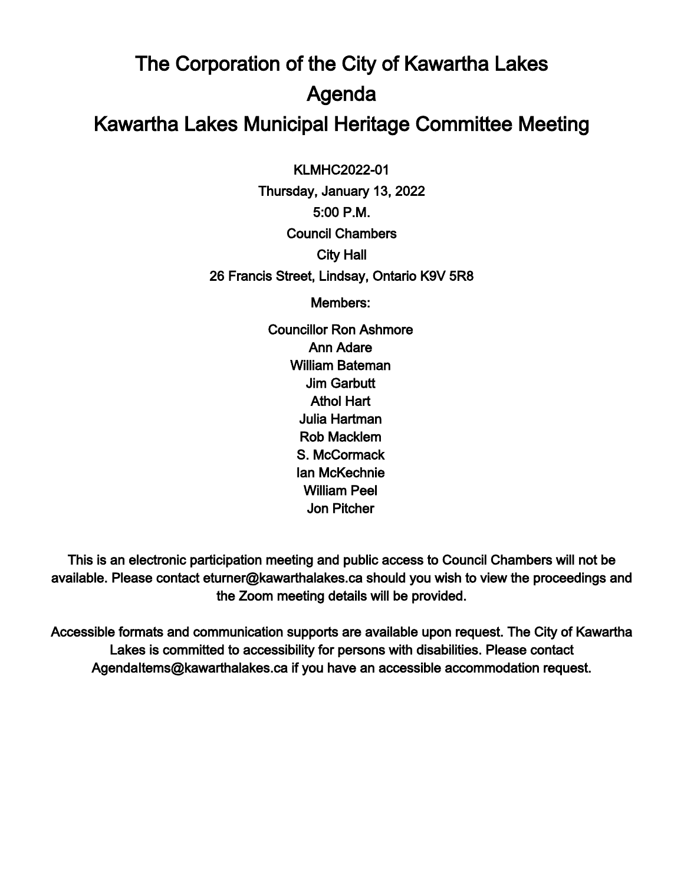# The Corporation of the City of Kawartha Lakes

# Agenda

# Kawartha Lakes Municipal Heritage Committee Meeting

KLMHC2022-01

Thursday, January 13, 2022

5:00 P.M.

Council Chambers

City Hall

26 Francis Street, Lindsay, Ontario K9V 5R8

Members:

Councillor Ron Ashmore
Ann Adare
William Bateman
Jim Garbutt
Athol Hart
Julia Hartman
Rob Macklem
S. McCormack
Ian McKechnie
William Peel
Jon Pitcher

This is an electronic participation meeting and public access to Council Chambers will not be available. Please contact eturner@kawarthalakes.ca should you wish to view the proceedings and the Zoom meeting details will be provided.

Accessible formats and communication supports are available upon request. The City of Kawartha Lakes is committed to accessibility for persons with disabilities. Please contact AgendaItems@kawarthalakes.ca if you have an accessible accommodation request.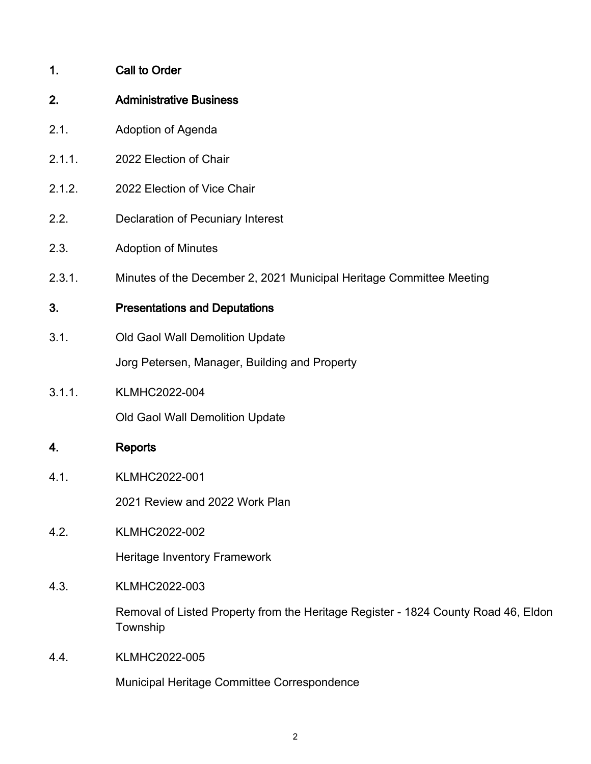## 1. Call to Order

## 2. Administrative Business

2.1. Adoption of Agenda

2.1.1. 2022 Election of Chair

2.1.2. 2022 Election of Vice Chair

2.2. Declaration of Pecuniary Interest

2.3. Adoption of Minutes

2.3.1. Minutes of the December 2, 2021 Municipal Heritage Committee Meeting

## 3. Presentations and Deputations

3.1. Old Gaol Wall Demolition Update

Jorg Petersen, Manager, Building and Property

3.1.1. KLMHC2022-004

Old Gaol Wall Demolition Update

## 4. Reports

4.1. KLMHC2022-001

2021 Review and 2022 Work Plan

4.2. KLMHC2022-002

Heritage Inventory Framework

4.3. KLMHC2022-003

Removal of Listed Property from the Heritage Register - 1824 County Road 46, Eldon Township

4.4. KLMHC2022-005

Municipal Heritage Committee Correspondence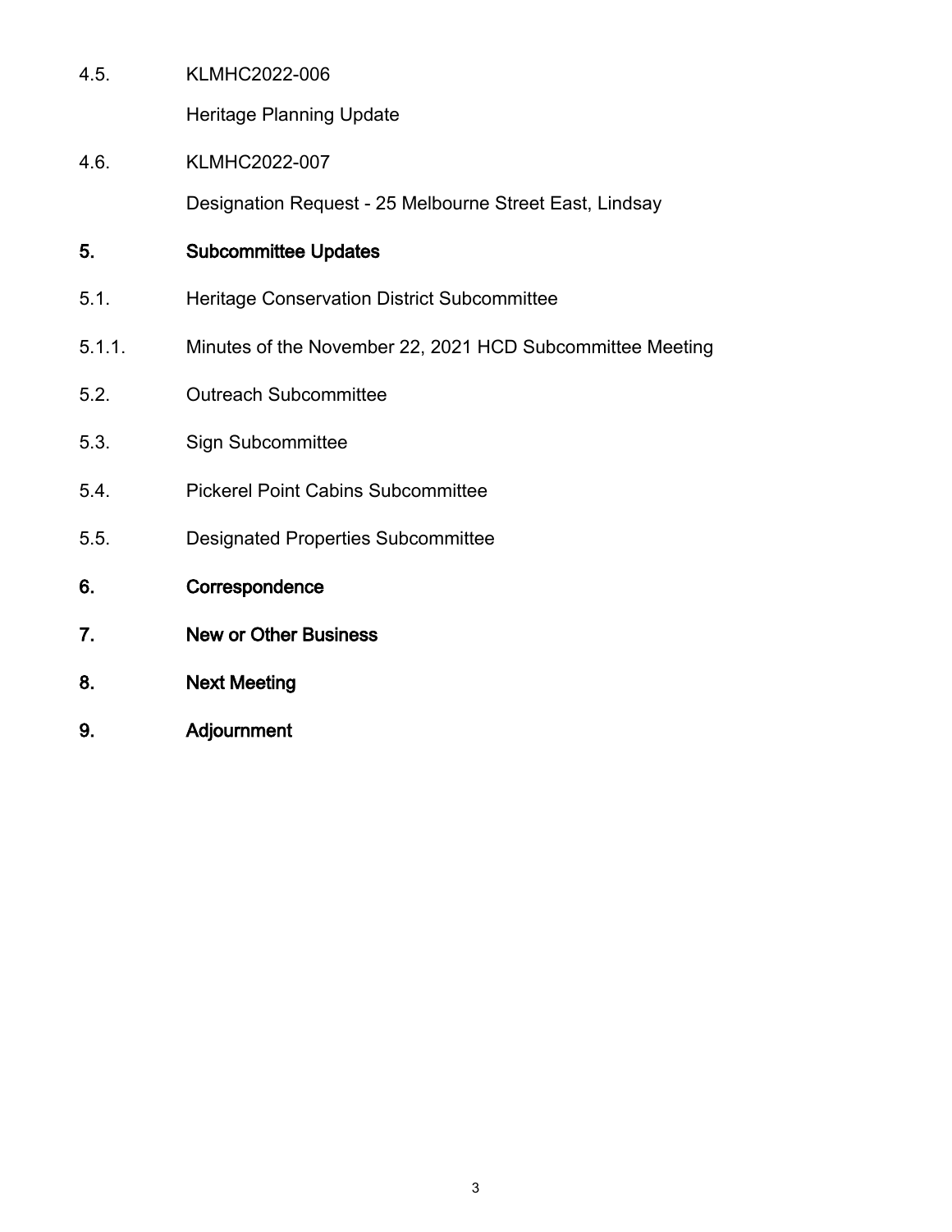4.5. KLMHC2022-006

Heritage Planning Update

4.6. KLMHC2022-007

Designation Request - 25 Melbourne Street East, Lindsay

## 5. Subcommittee Updates

5.1. Heritage Conservation District Subcommittee

5.1.1. Minutes of the November 22, 2021 HCD Subcommittee Meeting

5.2. Outreach Subcommittee

5.3. Sign Subcommittee

5.4. Pickerel Point Cabins Subcommittee

5.5. Designated Properties Subcommittee

## 6. Correspondence

## 7. New or Other Business

## 8. Next Meeting

## 9. Adjournment